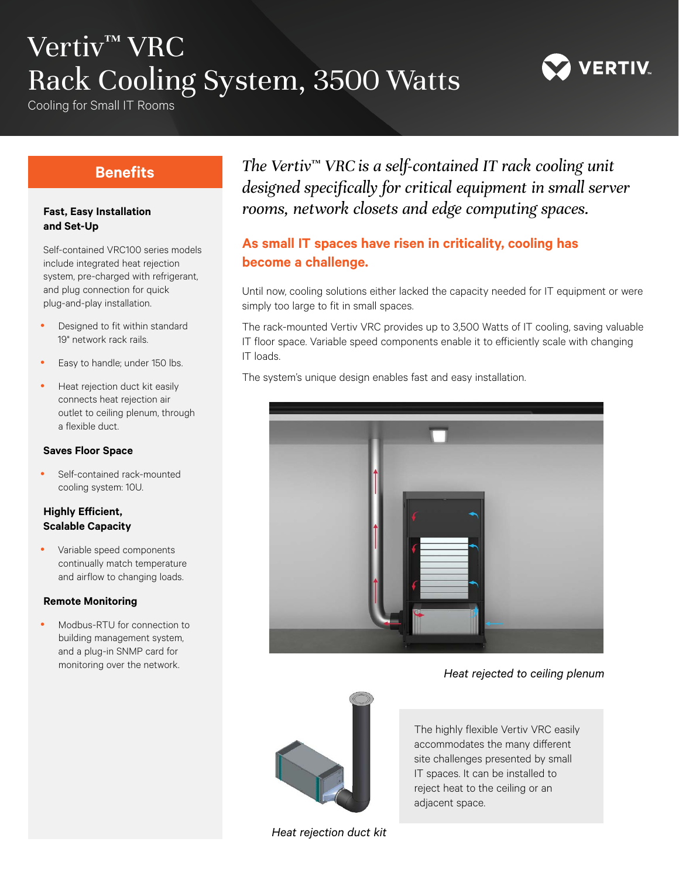# Vertiv™ VRC Rack Cooling System, 3500 Watts

Cooling for Small IT Rooms

*The Vertiv™ VRC is a self-contained IT rack cooling unit designed specifically for critical equipment in small server rooms, network closets and edge computing spaces.*

## As small IT spaces have risen in criticality, cooling has become a challenge.

Until now, cooling solutions either lacked the capacity needed for IT equipment or were simply too large to fit in small spaces.

The rack-mounted Vertiv VRC provides up to 3,500 Watts of IT cooling, saving valuable IT floor space. Variable speed components enable it to efficiently scale with changing IT loads.

The system's unique design enables fast and easy installation.

*Heat rejected to ceiling plenum*

*Heat rejection duct kit*

The highly flexible Vertiv VRC easily accommodates the many different site challenges presented by small IT spaces. It can be installed to reject heat to the ceiling or an adjacent space.

## Benefits

### Fast, Easy Installation and Set-Up

Self-contained VRC100 series models include integrated heat rejection system, pre-charged with refrigerant, and plug connection for quick plug-and-play installation.

- Designed to fit within standard 19" network rack rails.
- Easy to handle; under 150 lbs.
- Heat rejection duct kit easily connects heat rejection air outlet to ceiling plenum, through a flexible duct.

### Saves Floor Space

- Self-contained rack-mounted cooling system: 10U.

### Highly Efficient, Scalable Capacity

- Variable speed components continually match temperature and airflow to changing loads.

### Remote Monitoring

- Modbus-RTU for connection to building management system, and a plug-in SNMP card for monitoring over the network.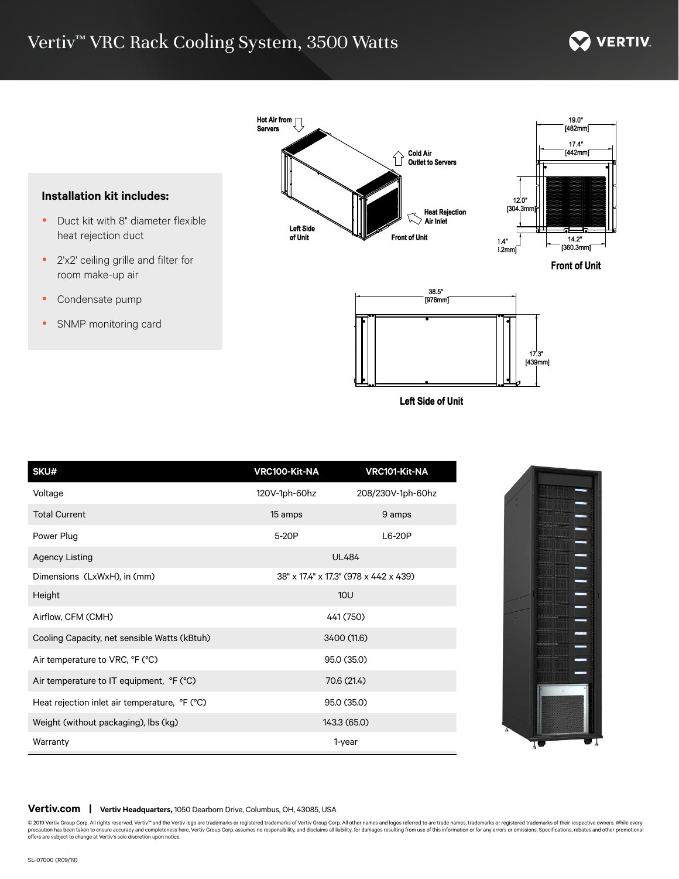# Vertiv™ VRC Rack Cooling System, 3500 Watts

**Installation kit includes:**

- Duct kit with 8" diameter flexible heat rejection duct
- 2'x2' ceiling grille and filter for room make-up air
- Condensate pump
- SNMP monitoring card

Hot Air from Servers

Cold Air Outlet to Servers

Heat Rejection Air Inlet

Left Side of Unit

Front of Unit

19.0" [482mm]

17.4" [442mm]

12.0" [304.3mm]

1.4" [35.2mm]

14.2" [360.3mm]

**Front of Unit**

38.5" [978mm]

17.3" [439mm]

**Left Side of Unit**

| SKU# | VRC100-Kit-NA | VRC101-Kit-NA |
|---|---|---|
| Voltage | 120V-1ph-60hz | 208/230V-1ph-60hz |
| Total Current | 15 amps | 9 amps |
| Power Plug | 5-20P | L6-20P |
| Agency Listing | UL484 | |
| Dimensions (LxWxH), in (mm) | 38" x 17.4" x 17.3" (978 x 442 x 439) | |
| Height | 10U | |
| Airflow, CFM (CMH) | 441 (750) | |
| Cooling Capacity, net sensible Watts (kBtuh) | 3400 (11.6) | |
| Air temperature to VRC, °F (°C) | 95.0 (35.0) | |
| Air temperature to IT equipment, °F (°C) | 70.6 (21.4) | |
| Heat rejection inlet air temperature, °F (°C) | 95.0 (35.0) | |
| Weight (without packaging), lbs (kg) | 143.3 (65.0) | |
| Warranty | 1-year | |

**Vertiv.com** | **Vertiv Headquarters,** 1050 Dearborn Drive, Columbus, OH, 43085, USA

© 2019 Vertiv Group Corp. All rights reserved. Vertiv™ and the Vertiv logo are trademarks or registered trademarks of Vertiv Group Corp. All other names and logos referred to are trade names, trademarks or registered trademarks of their respective owners. While every precaution has been taken to ensure accuracy and completeness here, Vertiv Group Corp. assumes no responsibility, and disclaims all liability, for damages resulting from use of this information or for any errors or omissions. Specifications, rebates and other promotional offers are subject to change at Vertiv's sole discretion upon notice.

SL-07000 (R09/19)